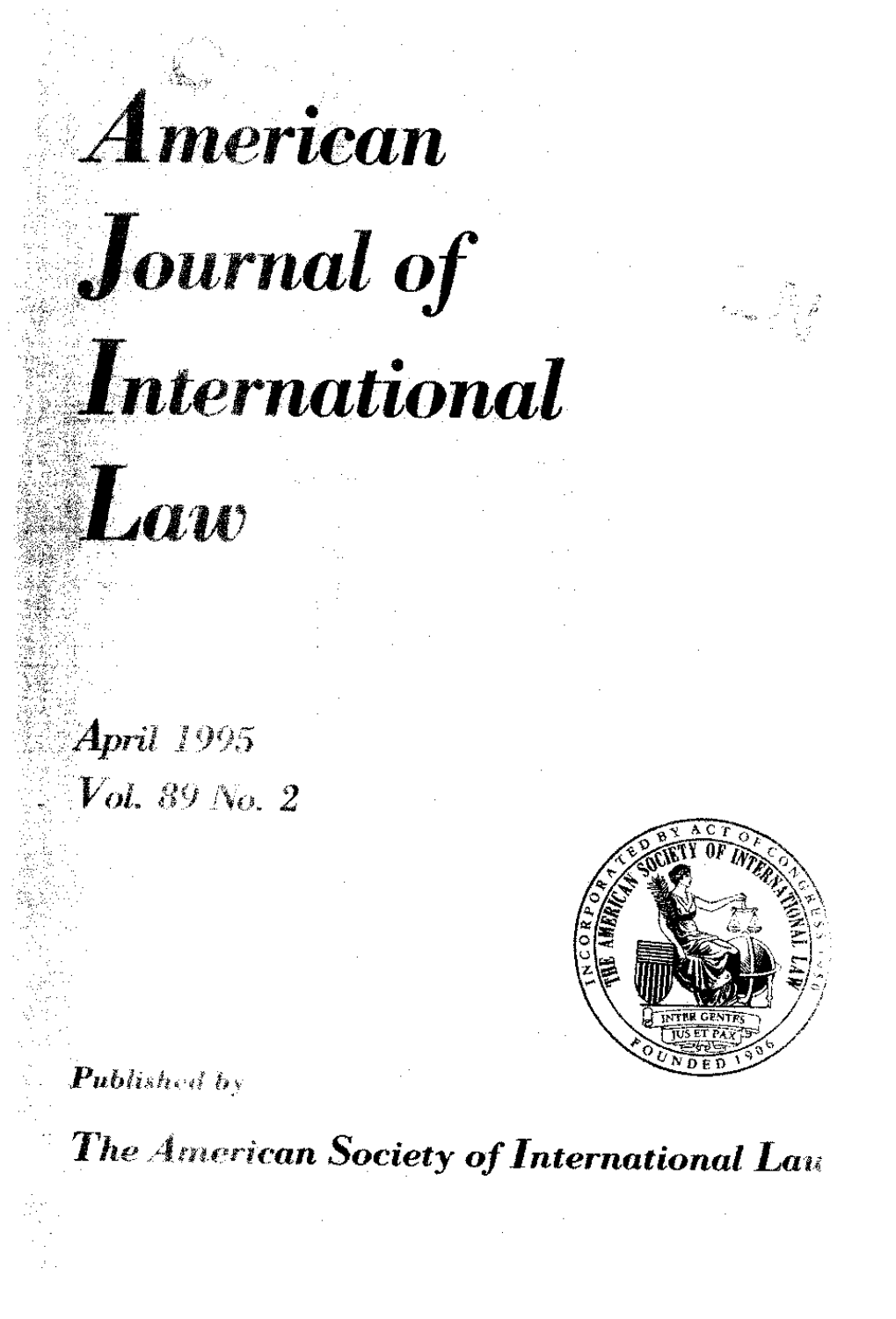# American Journal of International Law

*April 1995*
*Vol. 89 No. 2*

INCORPORATED BY ACT OF CONGRESS 1950
THE AMERICAN SOCIETY OF INTERNATIONAL LAW
INTER GENTES JUS ET PAX
FOUNDED 1906

*Published by*

***The American Society of International Law***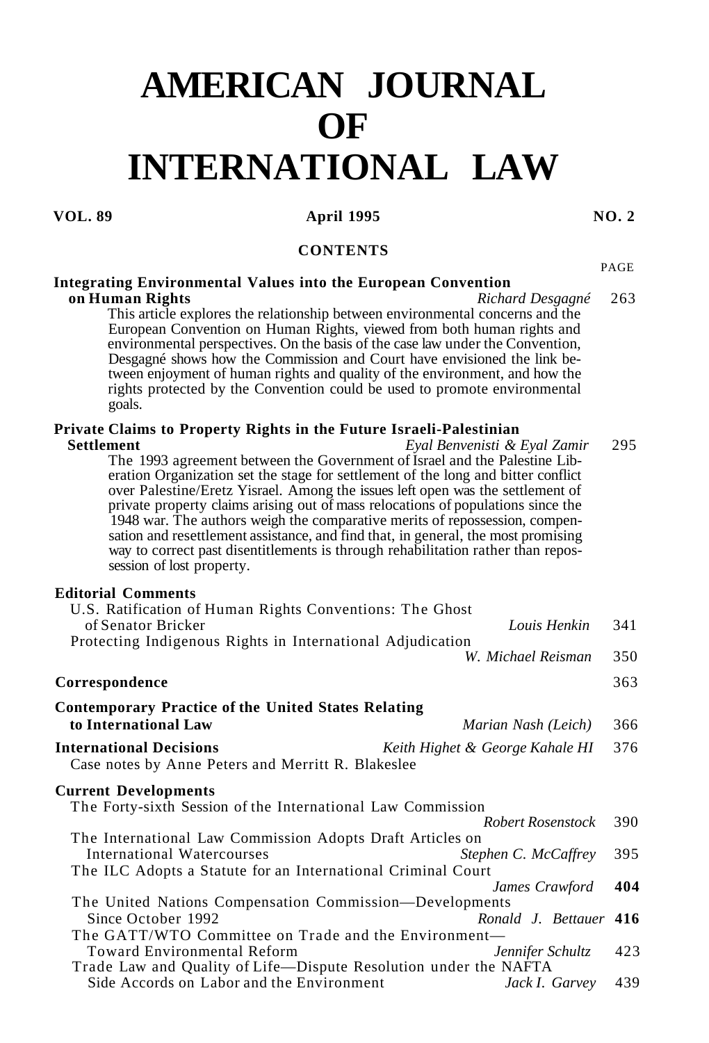# AMERICAN JOURNAL OF INTERNATIONAL LAW

**VOL. 89** | **April 1995** | **NO. 2**

## CONTENTS

PAGE

**Integrating Environmental Values into the European Convention on Human Rights** — *Richard Desgagné* — 263

This article explores the relationship between environmental concerns and the European Convention on Human Rights, viewed from both human rights and environmental perspectives. On the basis of the case law under the Convention, Desgagné shows how the Commission and Court have envisioned the link between enjoyment of human rights and quality of the environment, and how the rights protected by the Convention could be used to promote environmental goals.

**Private Claims to Property Rights in the Future Israeli-Palestinian Settlement** — *Eyal Benvenisti & Eyal Zamir* — 295

The 1993 agreement between the Government of Israel and the Palestine Liberation Organization set the stage for settlement of the long and bitter conflict over Palestine/Eretz Yisrael. Among the issues left open was the settlement of private property claims arising out of mass relocations of populations since the 1948 war. The authors weigh the comparative merits of repossession, compensation and resettlement assistance, and find that, in general, the most promising way to correct past disentitlements is through rehabilitation rather than repossession of lost property.

**Editorial Comments**

U.S. Ratification of Human Rights Conventions: The Ghost of Senator Bricker — *Louis Henkin* — 341

Protecting Indigenous Rights in International Adjudication — *W. Michael Reisman* — 350

**Correspondence** — 363

**Contemporary Practice of the United States Relating to International Law** — *Marian Nash (Leich)* — 366

**International Decisions** — *Keith Highet & George Kahale III* — 376

Case notes by Anne Peters and Merritt R. Blakeslee

**Current Developments**

The Forty-sixth Session of the International Law Commission — *Robert Rosenstock* — 390

The International Law Commission Adopts Draft Articles on International Watercourses — *Stephen C. McCaffrey* — 395

The ILC Adopts a Statute for an International Criminal Court — *James Crawford* — **404**

The United Nations Compensation Commission—Developments Since October 1992 — *Ronald J. Bettauer* — **416**

The GATT/WTO Committee on Trade and the Environment—Toward Environmental Reform — *Jennifer Schultz* — 423

Trade Law and Quality of Life—Dispute Resolution under the NAFTA Side Accords on Labor and the Environment — *Jack I. Garvey* — 439